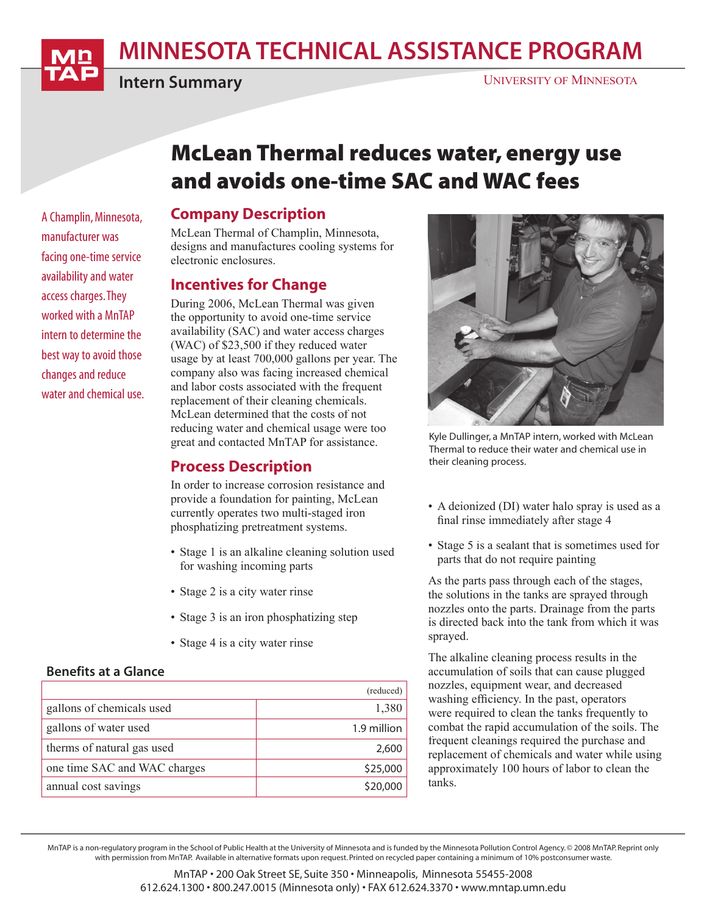# MINNESOTA TECHNICAL ASSISTANCE PROGRAM

**Intern Summary**

UNIVERSITY OF MINNESOTA

## McLean Thermal reduces water, energy use and avoids one-time SAC and WAC fees

A Champlin, Minnesota, manufacturer was facing one-time service availability and water access charges. They worked with a MnTAP intern to determine the best way to avoid those changes and reduce water and chemical use.

### Company Description

McLean Thermal of Champlin, Minnesota, designs and manufactures cooling systems for electronic enclosures.

### Incentives for Change

During 2006, McLean Thermal was given the opportunity to avoid one-time service availability (SAC) and water access charges (WAC) of $23,500 if they reduced water usage by at least 700,000 gallons per year. The company also was facing increased chemical and labor costs associated with the frequent replacement of their cleaning chemicals. McLean determined that the costs of not reducing water and chemical usage were too great and contacted MnTAP for assistance.

### Process Description

In order to increase corrosion resistance and provide a foundation for painting, McLean currently operates two multi-staged iron phosphatizing pretreatment systems.

- Stage 1 is an alkaline cleaning solution used for washing incoming parts
- Stage 2 is a city water rinse
- Stage 3 is an iron phosphatizing step
- Stage 4 is a city water rinse
- A deionized (DI) water halo spray is used as a final rinse immediately after stage 4
- Stage 5 is a sealant that is sometimes used for parts that do not require painting

As the parts pass through each of the stages, the solutions in the tanks are sprayed through nozzles onto the parts. Drainage from the parts is directed back into the tank from which it was sprayed.

The alkaline cleaning process results in the accumulation of soils that can cause plugged nozzles, equipment wear, and decreased washing efficiency. In the past, operators were required to clean the tanks frequently to combat the rapid accumulation of the soils. The frequent cleanings required the purchase and replacement of chemicals and water while using approximately 100 hours of labor to clean the tanks.

Kyle Dullinger, a MnTAP intern, worked with McLean Thermal to reduce their water and chemical use in their cleaning process.

### Benefits at a Glance

| | (reduced) |
|---|---|
| gallons of chemicals used | 1,380 |
| gallons of water used | 1.9 million |
| therms of natural gas used | 2,600 |
| one time SAC and WAC charges | $25,000 |
| annual cost savings | $20,000 |

MnTAP is a non-regulatory program in the School of Public Health at the University of Minnesota and is funded by the Minnesota Pollution Control Agency. © 2008 MnTAP. Reprint only with permission from MnTAP. Available in alternative formats upon request. Printed on recycled paper containing a minimum of 10% postconsumer waste.

MnTAP • 200 Oak Street SE, Suite 350 • Minneapolis, Minnesota 55455-2008
612.624.1300 • 800.247.0015 (Minnesota only) • FAX 612.624.3370 • www.mntap.umn.edu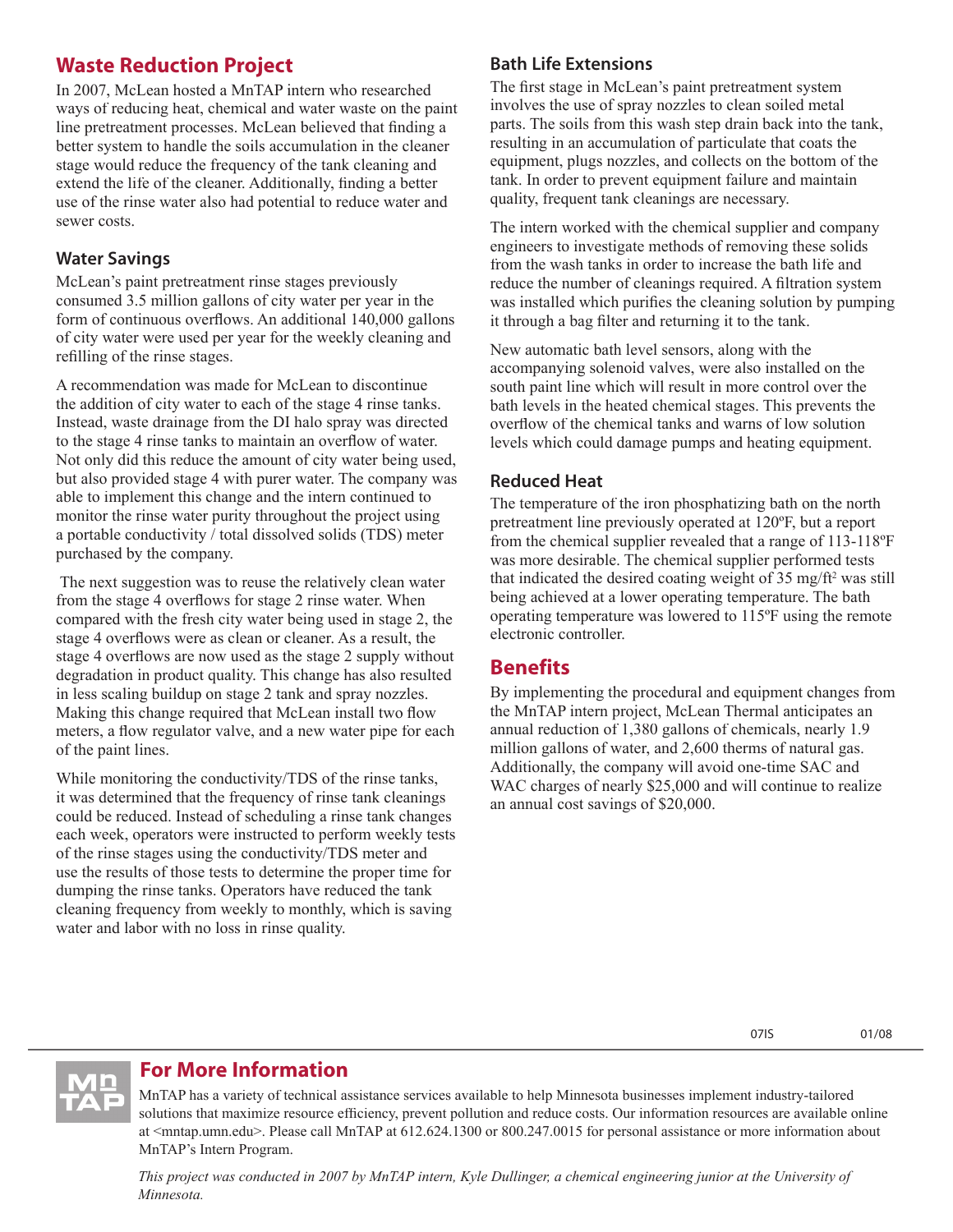## Waste Reduction Project

In 2007, McLean hosted a MnTAP intern who researched ways of reducing heat, chemical and water waste on the paint line pretreatment processes. McLean believed that finding a better system to handle the soils accumulation in the cleaner stage would reduce the frequency of the tank cleaning and extend the life of the cleaner. Additionally, finding a better use of the rinse water also had potential to reduce water and sewer costs.

### Water Savings

McLean's paint pretreatment rinse stages previously consumed 3.5 million gallons of city water per year in the form of continuous overflows. An additional 140,000 gallons of city water were used per year for the weekly cleaning and refilling of the rinse stages.

A recommendation was made for McLean to discontinue the addition of city water to each of the stage 4 rinse tanks. Instead, waste drainage from the DI halo spray was directed to the stage 4 rinse tanks to maintain an overflow of water. Not only did this reduce the amount of city water being used, but also provided stage 4 with purer water. The company was able to implement this change and the intern continued to monitor the rinse water purity throughout the project using a portable conductivity / total dissolved solids (TDS) meter purchased by the company.

The next suggestion was to reuse the relatively clean water from the stage 4 overflows for stage 2 rinse water. When compared with the fresh city water being used in stage 2, the stage 4 overflows were as clean or cleaner. As a result, the stage 4 overflows are now used as the stage 2 supply without degradation in product quality. This change has also resulted in less scaling buildup on stage 2 tank and spray nozzles. Making this change required that McLean install two flow meters, a flow regulator valve, and a new water pipe for each of the paint lines.

While monitoring the conductivity/TDS of the rinse tanks, it was determined that the frequency of rinse tank cleanings could be reduced. Instead of scheduling a rinse tank changes each week, operators were instructed to perform weekly tests of the rinse stages using the conductivity/TDS meter and use the results of those tests to determine the proper time for dumping the rinse tanks. Operators have reduced the tank cleaning frequency from weekly to monthly, which is saving water and labor with no loss in rinse quality.

### Bath Life Extensions

The first stage in McLean's paint pretreatment system involves the use of spray nozzles to clean soiled metal parts. The soils from this wash step drain back into the tank, resulting in an accumulation of particulate that coats the equipment, plugs nozzles, and collects on the bottom of the tank. In order to prevent equipment failure and maintain quality, frequent tank cleanings are necessary.

The intern worked with the chemical supplier and company engineers to investigate methods of removing these solids from the wash tanks in order to increase the bath life and reduce the number of cleanings required. A filtration system was installed which purifies the cleaning solution by pumping it through a bag filter and returning it to the tank.

New automatic bath level sensors, along with the accompanying solenoid valves, were also installed on the south paint line which will result in more control over the bath levels in the heated chemical stages. This prevents the overflow of the chemical tanks and warns of low solution levels which could damage pumps and heating equipment.

### Reduced Heat

The temperature of the iron phosphatizing bath on the north pretreatment line previously operated at 120ºF, but a report from the chemical supplier revealed that a range of 113-118ºF was more desirable. The chemical supplier performed tests that indicated the desired coating weight of 35 mg/ft$^2$ was still being achieved at a lower operating temperature. The bath operating temperature was lowered to 115ºF using the remote electronic controller.

## Benefits

By implementing the procedural and equipment changes from the MnTAP intern project, McLean Thermal anticipates an annual reduction of 1,380 gallons of chemicals, nearly 1.9 million gallons of water, and 2,600 therms of natural gas. Additionally, the company will avoid one-time SAC and WAC charges of nearly $25,000 and will continue to realize an annual cost savings of $20,000.

07IS 01/08

## For More Information

MnTAP has a variety of technical assistance services available to help Minnesota businesses implement industry-tailored solutions that maximize resource efficiency, prevent pollution and reduce costs. Our information resources are available online at <mntap.umn.edu>. Please call MnTAP at 612.624.1300 or 800.247.0015 for personal assistance or more information about MnTAP's Intern Program.

*This project was conducted in 2007 by MnTAP intern, Kyle Dullinger, a chemical engineering junior at the University of Minnesota.*